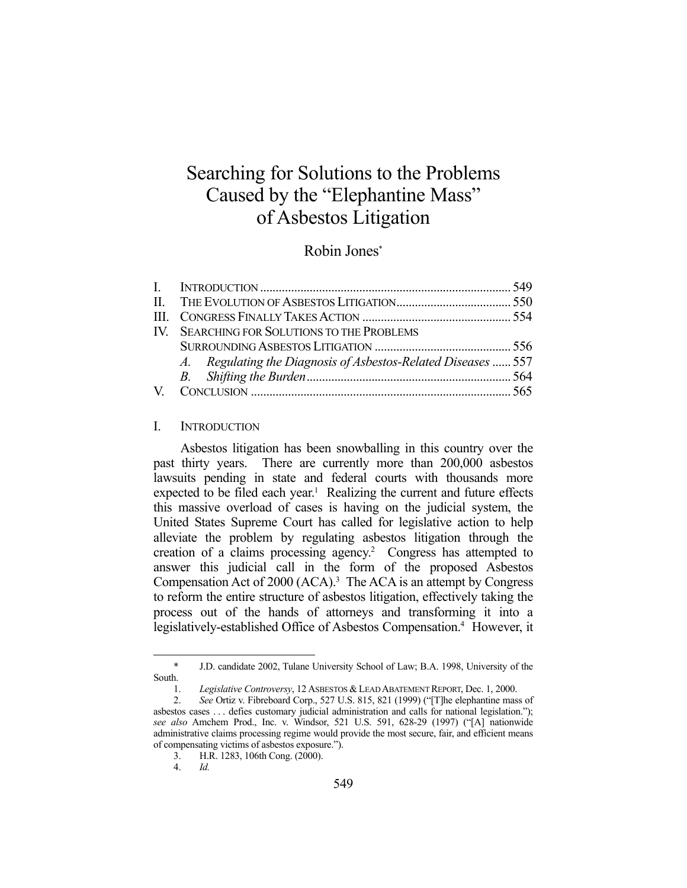# Searching for Solutions to the Problems Caused by the "Elephantine Mass" of Asbestos Litigation

Robin Jones*

| | | |
|---|---|---|
| I. | INTRODUCTION | 549 |
| II. | THE EVOLUTION OF ASBESTOS LITIGATION | 550 |
| III. | CONGRESS FINALLY TAKES ACTION | 554 |
| IV. | SEARCHING FOR SOLUTIONS TO THE PROBLEMS SURROUNDING ASBESTOS LITIGATION | 556 |
| | *A. Regulating the Diagnosis of Asbestos-Related Diseases* | 557 |
| | *B. Shifting the Burden* | 564 |
| V. | CONCLUSION | 565 |

## I. INTRODUCTION

Asbestos litigation has been snowballing in this country over the past thirty years. There are currently more than 200,000 asbestos lawsuits pending in state and federal courts with thousands more expected to be filed each year.[1] Realizing the current and future effects this massive overload of cases is having on the judicial system, the United States Supreme Court has called for legislative action to help alleviate the problem by regulating asbestos litigation through the creation of a claims processing agency.[2] Congress has attempted to answer this judicial call in the form of the proposed Asbestos Compensation Act of 2000 (ACA).[3] The ACA is an attempt by Congress to reform the entire structure of asbestos litigation, effectively taking the process out of the hands of attorneys and transforming it into a legislatively-established Office of Asbestos Compensation.[4] However, it

---

\* J.D. candidate 2002, Tulane University School of Law; B.A. 1998, University of the South.

1. *Legislative Controversy*, 12 ASBESTOS & LEAD ABATEMENT REPORT, Dec. 1, 2000.

2. *See* Ortiz v. Fibreboard Corp., 527 U.S. 815, 821 (1999) ("[T]he elephantine mass of asbestos cases . . . defies customary judicial administration and calls for national legislation."); *see also* Amchem Prod., Inc. v. Windsor, 521 U.S. 591, 628-29 (1997) ("[A] nationwide administrative claims processing regime would provide the most secure, fair, and efficient means of compensating victims of asbestos exposure.").

3. H.R. 1283, 106th Cong. (2000).

4. *Id.*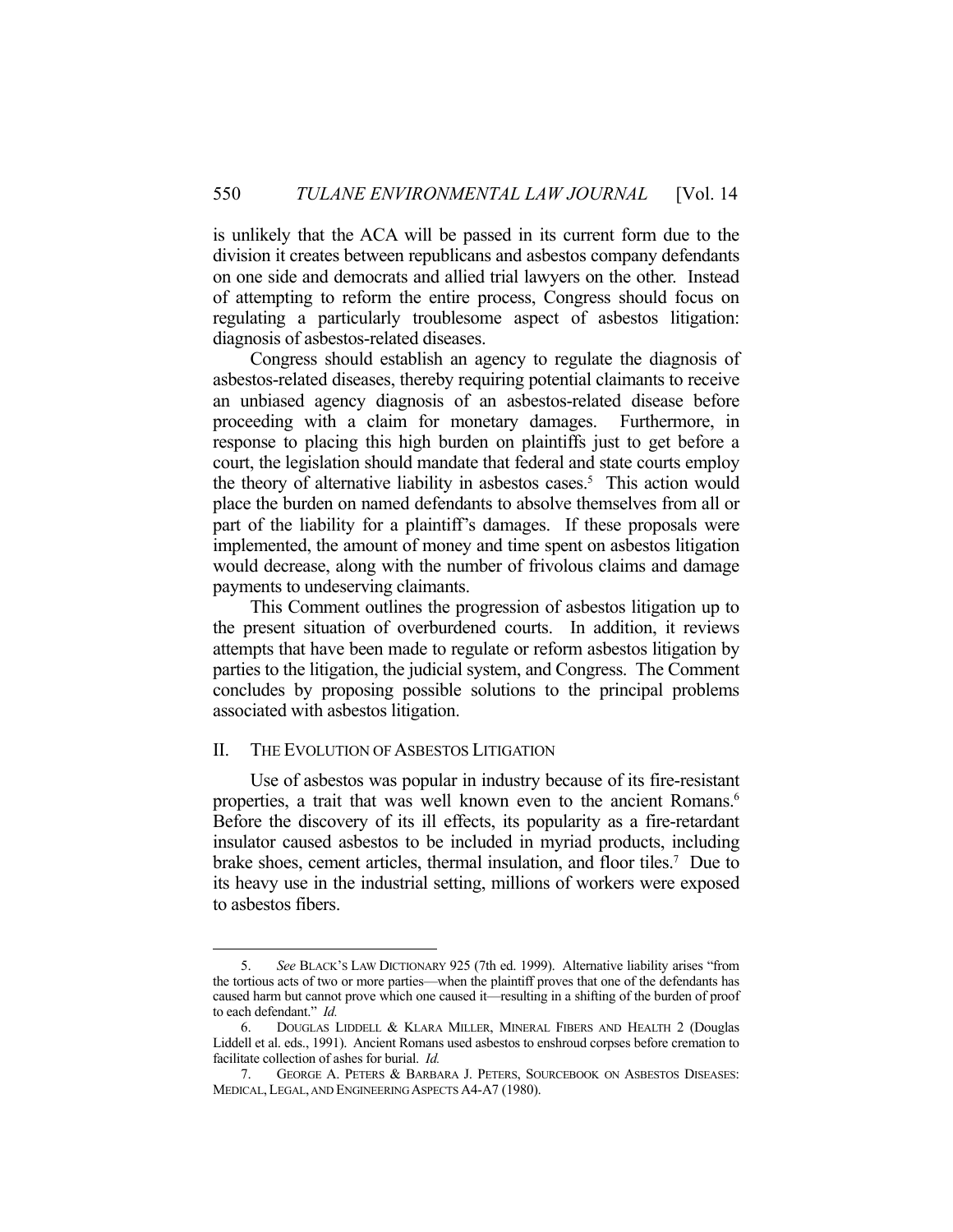is unlikely that the ACA will be passed in its current form due to the division it creates between republicans and asbestos company defendants on one side and democrats and allied trial lawyers on the other. Instead of attempting to reform the entire process, Congress should focus on regulating a particularly troublesome aspect of asbestos litigation: diagnosis of asbestos-related diseases.

Congress should establish an agency to regulate the diagnosis of asbestos-related diseases, thereby requiring potential claimants to receive an unbiased agency diagnosis of an asbestos-related disease before proceeding with a claim for monetary damages. Furthermore, in response to placing this high burden on plaintiffs just to get before a court, the legislation should mandate that federal and state courts employ the theory of alternative liability in asbestos cases.[5] This action would place the burden on named defendants to absolve themselves from all or part of the liability for a plaintiff's damages. If these proposals were implemented, the amount of money and time spent on asbestos litigation would decrease, along with the number of frivolous claims and damage payments to undeserving claimants.

This Comment outlines the progression of asbestos litigation up to the present situation of overburdened courts. In addition, it reviews attempts that have been made to regulate or reform asbestos litigation by parties to the litigation, the judicial system, and Congress. The Comment concludes by proposing possible solutions to the principal problems associated with asbestos litigation.

## II. The Evolution of Asbestos Litigation

Use of asbestos was popular in industry because of its fire-resistant properties, a trait that was well known even to the ancient Romans.[6] Before the discovery of its ill effects, its popularity as a fire-retardant insulator caused asbestos to be included in myriad products, including brake shoes, cement articles, thermal insulation, and floor tiles.[7] Due to its heavy use in the industrial setting, millions of workers were exposed to asbestos fibers.

---

5. *See* BLACK'S LAW DICTIONARY 925 (7th ed. 1999). Alternative liability arises "from the tortious acts of two or more parties—when the plaintiff proves that one of the defendants has caused harm but cannot prove which one caused it—resulting in a shifting of the burden of proof to each defendant." *Id.*

6. DOUGLAS LIDDELL & KLARA MILLER, MINERAL FIBERS AND HEALTH 2 (Douglas Liddell et al. eds., 1991). Ancient Romans used asbestos to enshroud corpses before cremation to facilitate collection of ashes for burial. *Id.*

7. GEORGE A. PETERS & BARBARA J. PETERS, SOURCEBOOK ON ASBESTOS DISEASES: MEDICAL, LEGAL, AND ENGINEERING ASPECTS A4-A7 (1980).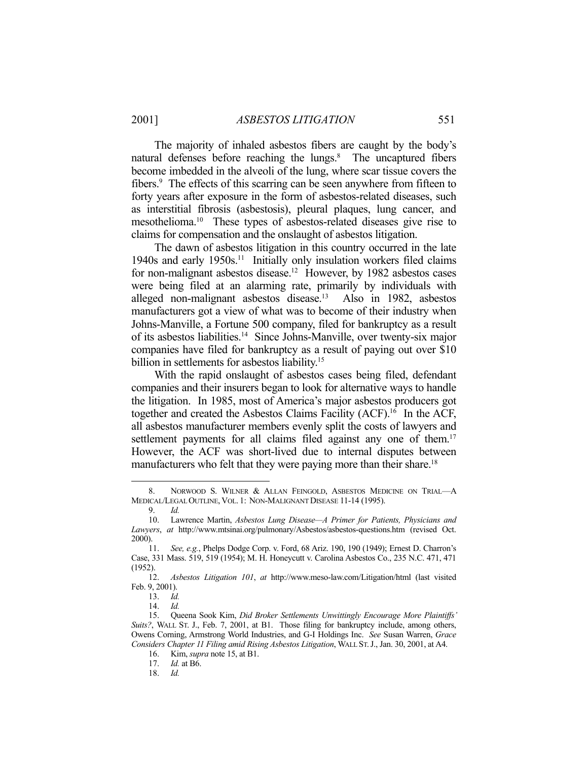The majority of inhaled asbestos fibers are caught by the body's natural defenses before reaching the lungs.[8] The uncaptured fibers become imbedded in the alveoli of the lung, where scar tissue covers the fibers.[9] The effects of this scarring can be seen anywhere from fifteen to forty years after exposure in the form of asbestos-related diseases, such as interstitial fibrosis (asbestosis), pleural plaques, lung cancer, and mesothelioma.[10] These types of asbestos-related diseases give rise to claims for compensation and the onslaught of asbestos litigation.

The dawn of asbestos litigation in this country occurred in the late 1940s and early 1950s.[11] Initially only insulation workers filed claims for non-malignant asbestos disease.[12] However, by 1982 asbestos cases were being filed at an alarming rate, primarily by individuals with alleged non-malignant asbestos disease.[13] Also in 1982, asbestos manufacturers got a view of what was to become of their industry when Johns-Manville, a Fortune 500 company, filed for bankruptcy as a result of its asbestos liabilities.[14] Since Johns-Manville, over twenty-six major companies have filed for bankruptcy as a result of paying out over $10 billion in settlements for asbestos liability.[15]

With the rapid onslaught of asbestos cases being filed, defendant companies and their insurers began to look for alternative ways to handle the litigation. In 1985, most of America's major asbestos producers got together and created the Asbestos Claims Facility (ACF).[16] In the ACF, all asbestos manufacturer members evenly split the costs of lawyers and settlement payments for all claims filed against any one of them.[17] However, the ACF was short-lived due to internal disputes between manufacturers who felt that they were paying more than their share.[18]

---

8. NORWOOD S. WILNER & ALLAN FEINGOLD, ASBESTOS MEDICINE ON TRIAL—A MEDICAL/LEGAL OUTLINE, VOL. 1: NON-MALIGNANT DISEASE 11-14 (1995).

9. *Id.*

10. Lawrence Martin, *Asbestos Lung Disease—A Primer for Patients, Physicians and Lawyers*, *at* http://www.mtsinai.org/pulmonary/Asbestos/asbestos-questions.htm (revised Oct. 2000).

11. *See, e.g.*, Phelps Dodge Corp. v. Ford, 68 Ariz. 190, 190 (1949); Ernest D. Charron's Case, 331 Mass. 519, 519 (1954); M. H. Honeycutt v. Carolina Asbestos Co., 235 N.C. 471, 471 (1952).

12. *Asbestos Litigation 101*, *at* http://www.meso-law.com/Litigation/html (last visited Feb. 9, 2001).

13. *Id.*

14. *Id.*

15. Queena Sook Kim, *Did Broker Settlements Unwittingly Encourage More Plaintiffs' Suits?*, WALL ST. J., Feb. 7, 2001, at B1. Those filing for bankruptcy include, among others, Owens Corning, Armstrong World Industries, and G-I Holdings Inc. *See* Susan Warren, *Grace Considers Chapter 11 Filing amid Rising Asbestos Litigation*, WALL ST. J., Jan. 30, 2001, at A4.

16. Kim, *supra* note 15, at B1.

17. *Id.* at B6.

18. *Id.*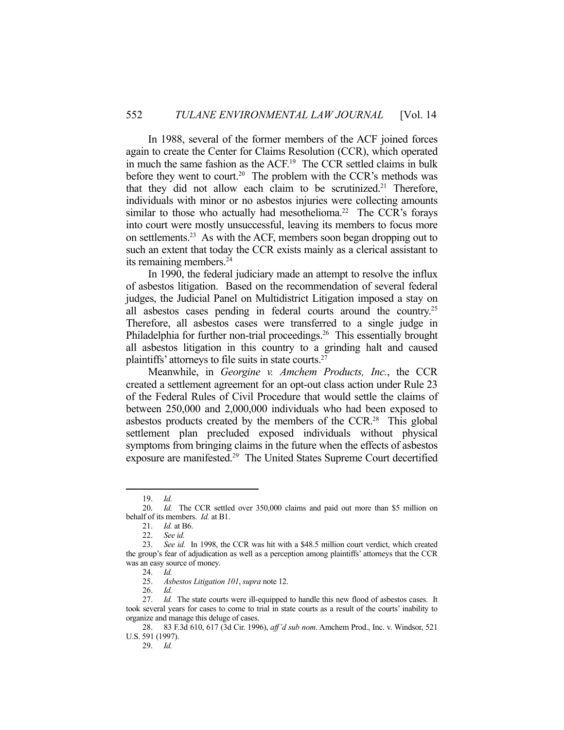In 1988, several of the former members of the ACF joined forces again to create the Center for Claims Resolution (CCR), which operated in much the same fashion as the ACF.[19] The CCR settled claims in bulk before they went to court.[20] The problem with the CCR's methods was that they did not allow each claim to be scrutinized.[21] Therefore, individuals with minor or no asbestos injuries were collecting amounts similar to those who actually had mesothelioma.[22] The CCR's forays into court were mostly unsuccessful, leaving its members to focus more on settlements.[23] As with the ACF, members soon began dropping out to such an extent that today the CCR exists mainly as a clerical assistant to its remaining members.[24]

In 1990, the federal judiciary made an attempt to resolve the influx of asbestos litigation. Based on the recommendation of several federal judges, the Judicial Panel on Multidistrict Litigation imposed a stay on all asbestos cases pending in federal courts around the country.[25] Therefore, all asbestos cases were transferred to a single judge in Philadelphia for further non-trial proceedings.[26] This essentially brought all asbestos litigation in this country to a grinding halt and caused plaintiffs' attorneys to file suits in state courts.[27]

Meanwhile, in *Georgine v. Amchem Products, Inc.*, the CCR created a settlement agreement for an opt-out class action under Rule 23 of the Federal Rules of Civil Procedure that would settle the claims of between 250,000 and 2,000,000 individuals who had been exposed to asbestos products created by the members of the CCR.[28] This global settlement plan precluded exposed individuals without physical symptoms from bringing claims in the future when the effects of asbestos exposure are manifested.[29] The United States Supreme Court decertified

---

19. *Id.*

20. *Id.* The CCR settled over 350,000 claims and paid out more than $5 million on behalf of its members. *Id.* at B1.

21. *Id.* at B6.

22. *See id.*

23. *See id.* In 1998, the CCR was hit with a $48.5 million court verdict, which created the group's fear of adjudication as well as a perception among plaintiffs' attorneys that the CCR was an easy source of money.

24. *Id.*

25. *Asbestos Litigation 101*, *supra* note 12.

26. *Id.*

27. *Id.* The state courts were ill-equipped to handle this new flood of asbestos cases. It took several years for cases to come to trial in state courts as a result of the courts' inability to organize and manage this deluge of cases.

28. 83 F.3d 610, 617 (3d Cir. 1996), *aff'd sub nom*. Amchem Prod., Inc. v. Windsor, 521 U.S. 591 (1997).

29. *Id.*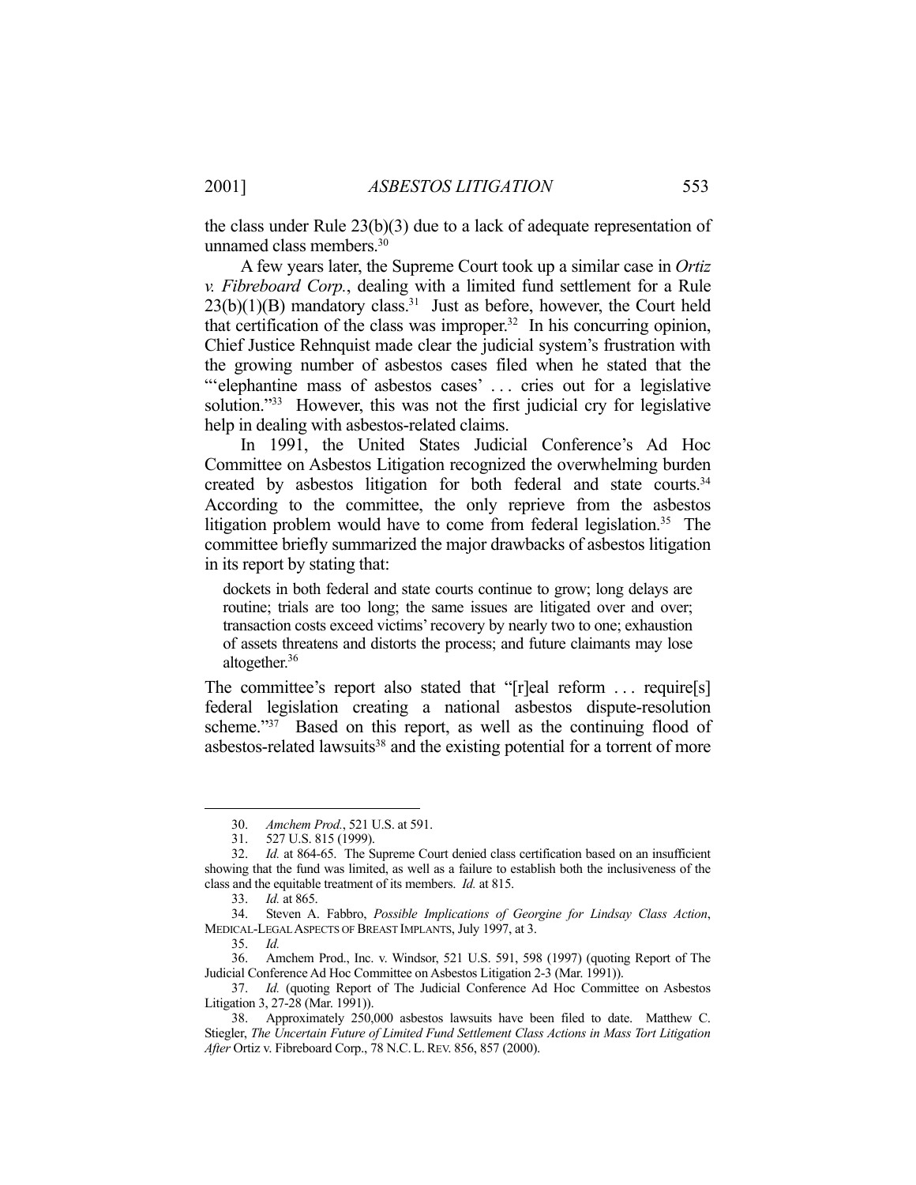the class under Rule 23(b)(3) due to a lack of adequate representation of unnamed class members.[30]

A few years later, the Supreme Court took up a similar case in *Ortiz v. Fibreboard Corp.*, dealing with a limited fund settlement for a Rule 23(b)(1)(B) mandatory class.[31] Just as before, however, the Court held that certification of the class was improper.[32] In his concurring opinion, Chief Justice Rehnquist made clear the judicial system's frustration with the growing number of asbestos cases filed when he stated that the "'elephantine mass of asbestos cases' . . . cries out for a legislative solution."[33] However, this was not the first judicial cry for legislative help in dealing with asbestos-related claims.

In 1991, the United States Judicial Conference's Ad Hoc Committee on Asbestos Litigation recognized the overwhelming burden created by asbestos litigation for both federal and state courts.[34] According to the committee, the only reprieve from the asbestos litigation problem would have to come from federal legislation.[35] The committee briefly summarized the major drawbacks of asbestos litigation in its report by stating that:

> dockets in both federal and state courts continue to grow; long delays are routine; trials are too long; the same issues are litigated over and over; transaction costs exceed victims' recovery by nearly two to one; exhaustion of assets threatens and distorts the process; and future claimants may lose altogether.[36]

The committee's report also stated that "[r]eal reform . . . require[s] federal legislation creating a national asbestos dispute-resolution scheme."[37] Based on this report, as well as the continuing flood of asbestos-related lawsuits[38] and the existing potential for a torrent of more

---

30. *Amchem Prod.*, 521 U.S. at 591.

31. 527 U.S. 815 (1999).

32. *Id.* at 864-65. The Supreme Court denied class certification based on an insufficient showing that the fund was limited, as well as a failure to establish both the inclusiveness of the class and the equitable treatment of its members. *Id.* at 815.

33. *Id.* at 865.

34. Steven A. Fabbro, *Possible Implications of Georgine for Lindsay Class Action*, MEDICAL-LEGAL ASPECTS OF BREAST IMPLANTS, July 1997, at 3.

35. *Id.*

36. Amchem Prod., Inc. v. Windsor, 521 U.S. 591, 598 (1997) (quoting Report of The Judicial Conference Ad Hoc Committee on Asbestos Litigation 2-3 (Mar. 1991)).

37. *Id.* (quoting Report of The Judicial Conference Ad Hoc Committee on Asbestos Litigation 3, 27-28 (Mar. 1991)).

38. Approximately 250,000 asbestos lawsuits have been filed to date. Matthew C. Stiegler, *The Uncertain Future of Limited Fund Settlement Class Actions in Mass Tort Litigation After* Ortiz v. Fibreboard Corp., 78 N.C. L. REV. 856, 857 (2000).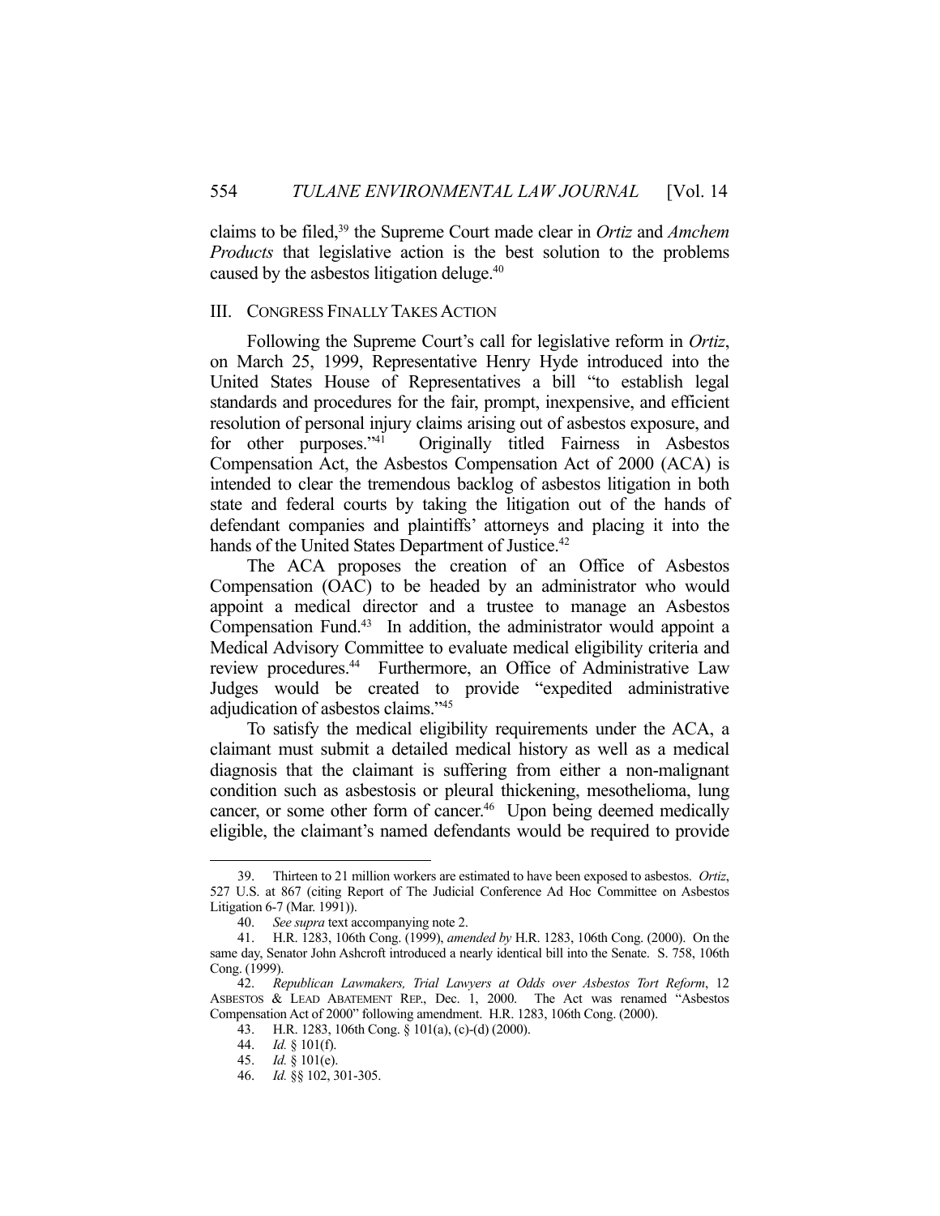claims to be filed,[39] the Supreme Court made clear in *Ortiz* and *Amchem Products* that legislative action is the best solution to the problems caused by the asbestos litigation deluge.[40]

## III. CONGRESS FINALLY TAKES ACTION

Following the Supreme Court's call for legislative reform in *Ortiz*, on March 25, 1999, Representative Henry Hyde introduced into the United States House of Representatives a bill "to establish legal standards and procedures for the fair, prompt, inexpensive, and efficient resolution of personal injury claims arising out of asbestos exposure, and for other purposes."[41] Originally titled Fairness in Asbestos Compensation Act, the Asbestos Compensation Act of 2000 (ACA) is intended to clear the tremendous backlog of asbestos litigation in both state and federal courts by taking the litigation out of the hands of defendant companies and plaintiffs' attorneys and placing it into the hands of the United States Department of Justice.[42]

The ACA proposes the creation of an Office of Asbestos Compensation (OAC) to be headed by an administrator who would appoint a medical director and a trustee to manage an Asbestos Compensation Fund.[43] In addition, the administrator would appoint a Medical Advisory Committee to evaluate medical eligibility criteria and review procedures.[44] Furthermore, an Office of Administrative Law Judges would be created to provide "expedited administrative adjudication of asbestos claims."[45]

To satisfy the medical eligibility requirements under the ACA, a claimant must submit a detailed medical history as well as a medical diagnosis that the claimant is suffering from either a non-malignant condition such as asbestosis or pleural thickening, mesothelioma, lung cancer, or some other form of cancer.[46] Upon being deemed medically eligible, the claimant's named defendants would be required to provide

---

39. Thirteen to 21 million workers are estimated to have been exposed to asbestos. *Ortiz*, 527 U.S. at 867 (citing Report of The Judicial Conference Ad Hoc Committee on Asbestos Litigation 6-7 (Mar. 1991)).

40. *See supra* text accompanying note 2.

41. H.R. 1283, 106th Cong. (1999), *amended by* H.R. 1283, 106th Cong. (2000). On the same day, Senator John Ashcroft introduced a nearly identical bill into the Senate. S. 758, 106th Cong. (1999).

42. *Republican Lawmakers, Trial Lawyers at Odds over Asbestos Tort Reform*, 12 ASBESTOS & LEAD ABATEMENT REP., Dec. 1, 2000. The Act was renamed "Asbestos Compensation Act of 2000" following amendment. H.R. 1283, 106th Cong. (2000).

43. H.R. 1283, 106th Cong. § 101(a), (c)-(d) (2000).

44. *Id.* § 101(f).

45. *Id.* § 101(e).

46. *Id.* §§ 102, 301-305.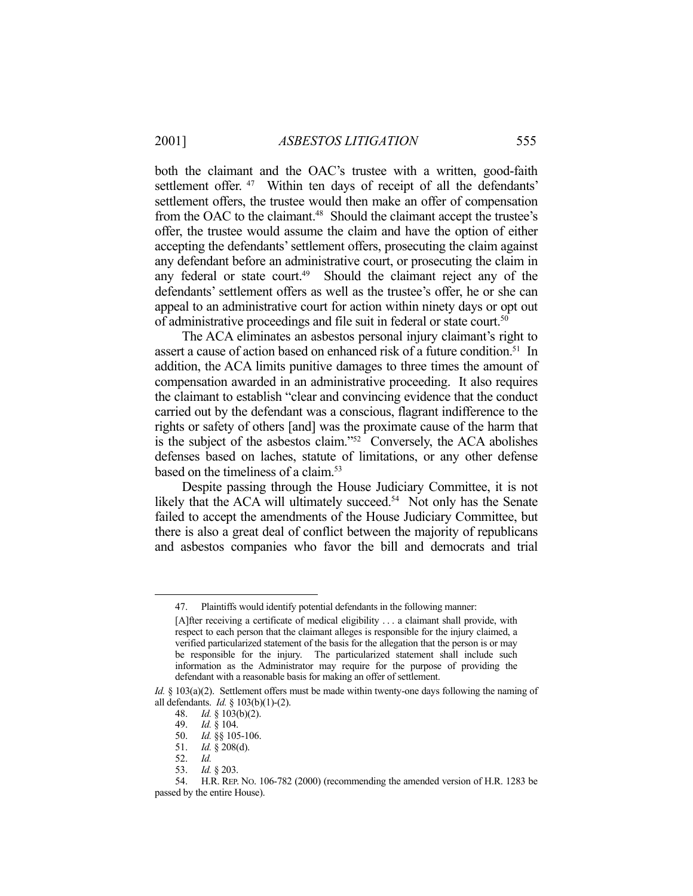both the claimant and the OAC's trustee with a written, good-faith settlement offer. [47] Within ten days of receipt of all the defendants' settlement offers, the trustee would then make an offer of compensation from the OAC to the claimant.[48] Should the claimant accept the trustee's offer, the trustee would assume the claim and have the option of either accepting the defendants' settlement offers, prosecuting the claim against any defendant before an administrative court, or prosecuting the claim in any federal or state court.[49] Should the claimant reject any of the defendants' settlement offers as well as the trustee's offer, he or she can appeal to an administrative court for action within ninety days or opt out of administrative proceedings and file suit in federal or state court.[50]

The ACA eliminates an asbestos personal injury claimant's right to assert a cause of action based on enhanced risk of a future condition.[51] In addition, the ACA limits punitive damages to three times the amount of compensation awarded in an administrative proceeding. It also requires the claimant to establish "clear and convincing evidence that the conduct carried out by the defendant was a conscious, flagrant indifference to the rights or safety of others [and] was the proximate cause of the harm that is the subject of the asbestos claim."[52] Conversely, the ACA abolishes defenses based on laches, statute of limitations, or any other defense based on the timeliness of a claim.[53]

Despite passing through the House Judiciary Committee, it is not likely that the ACA will ultimately succeed.[54] Not only has the Senate failed to accept the amendments of the House Judiciary Committee, but there is also a great deal of conflict between the majority of republicans and asbestos companies who favor the bill and democrats and trial

---

47. Plaintiffs would identify potential defendants in the following manner:

> [A]fter receiving a certificate of medical eligibility . . . a claimant shall provide, with respect to each person that the claimant alleges is responsible for the injury claimed, a verified particularized statement of the basis for the allegation that the person is or may be responsible for the injury. The particularized statement shall include such information as the Administrator may require for the purpose of providing the defendant with a reasonable basis for making an offer of settlement.

*Id.* § 103(a)(2). Settlement offers must be made within twenty-one days following the naming of all defendants. *Id.* § 103(b)(1)-(2).

48. *Id.* § 103(b)(2).

49. *Id.* § 104.

50. *Id.* §§ 105-106.

51. *Id.* § 208(d).

52. *Id.*

53. *Id.* § 203.

54. H.R. REP. NO. 106-782 (2000) (recommending the amended version of H.R. 1283 be passed by the entire House).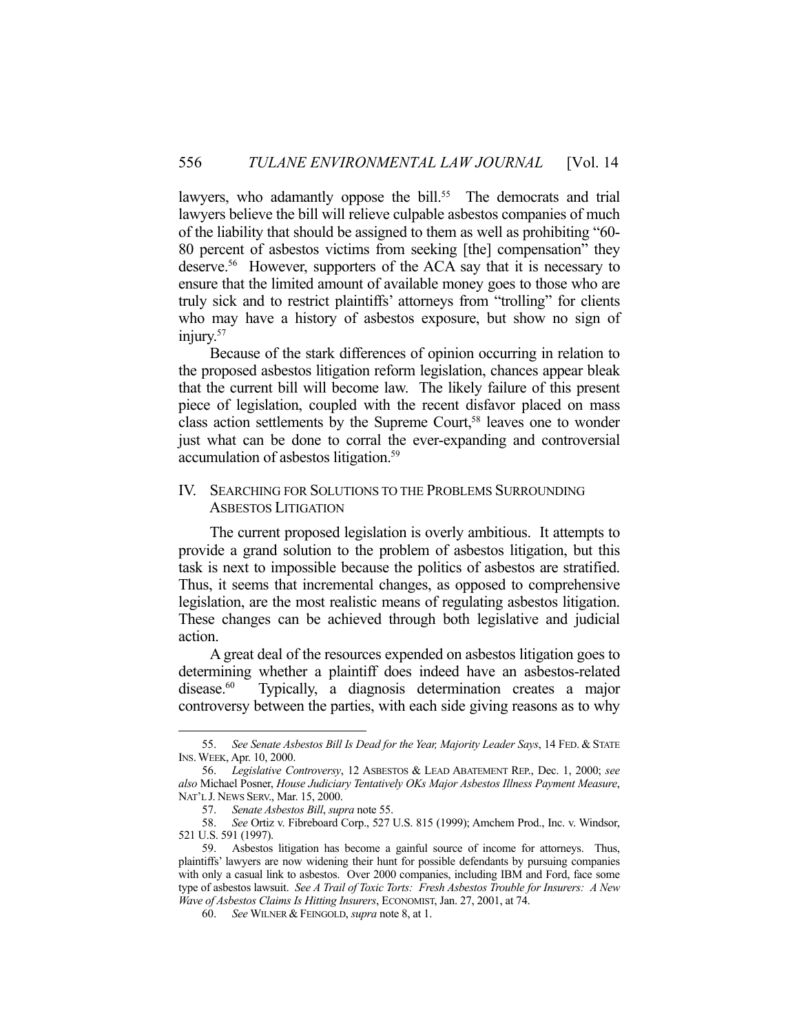lawyers, who adamantly oppose the bill.[55] The democrats and trial lawyers believe the bill will relieve culpable asbestos companies of much of the liability that should be assigned to them as well as prohibiting "60-80 percent of asbestos victims from seeking [the] compensation" they deserve.[56] However, supporters of the ACA say that it is necessary to ensure that the limited amount of available money goes to those who are truly sick and to restrict plaintiffs' attorneys from "trolling" for clients who may have a history of asbestos exposure, but show no sign of injury.[57]

Because of the stark differences of opinion occurring in relation to the proposed asbestos litigation reform legislation, chances appear bleak that the current bill will become law. The likely failure of this present piece of legislation, coupled with the recent disfavor placed on mass class action settlements by the Supreme Court,[58] leaves one to wonder just what can be done to corral the ever-expanding and controversial accumulation of asbestos litigation.[59]

## IV. Searching for Solutions to the Problems Surrounding Asbestos Litigation

The current proposed legislation is overly ambitious. It attempts to provide a grand solution to the problem of asbestos litigation, but this task is next to impossible because the politics of asbestos are stratified. Thus, it seems that incremental changes, as opposed to comprehensive legislation, are the most realistic means of regulating asbestos litigation. These changes can be achieved through both legislative and judicial action.

A great deal of the resources expended on asbestos litigation goes to determining whether a plaintiff does indeed have an asbestos-related disease.[60] Typically, a diagnosis determination creates a major controversy between the parties, with each side giving reasons as to why

---

55. *See Senate Asbestos Bill Is Dead for the Year, Majority Leader Says*, 14 FED. & STATE INS. WEEK, Apr. 10, 2000.

56. *Legislative Controversy*, 12 ASBESTOS & LEAD ABATEMENT REP., Dec. 1, 2000; *see also* Michael Posner, *House Judiciary Tentatively OKs Major Asbestos Illness Payment Measure*, NAT'L J. NEWS SERV., Mar. 15, 2000.

57. *Senate Asbestos Bill*, *supra* note 55.

58. *See* Ortiz v. Fibreboard Corp., 527 U.S. 815 (1999); Amchem Prod., Inc. v. Windsor, 521 U.S. 591 (1997).

59. Asbestos litigation has become a gainful source of income for attorneys. Thus, plaintiffs' lawyers are now widening their hunt for possible defendants by pursuing companies with only a casual link to asbestos. Over 2000 companies, including IBM and Ford, face some type of asbestos lawsuit. *See A Trail of Toxic Torts: Fresh Asbestos Trouble for Insurers: A New Wave of Asbestos Claims Is Hitting Insurers*, ECONOMIST, Jan. 27, 2001, at 74.

60. *See* WILNER & FEINGOLD, *supra* note 8, at 1.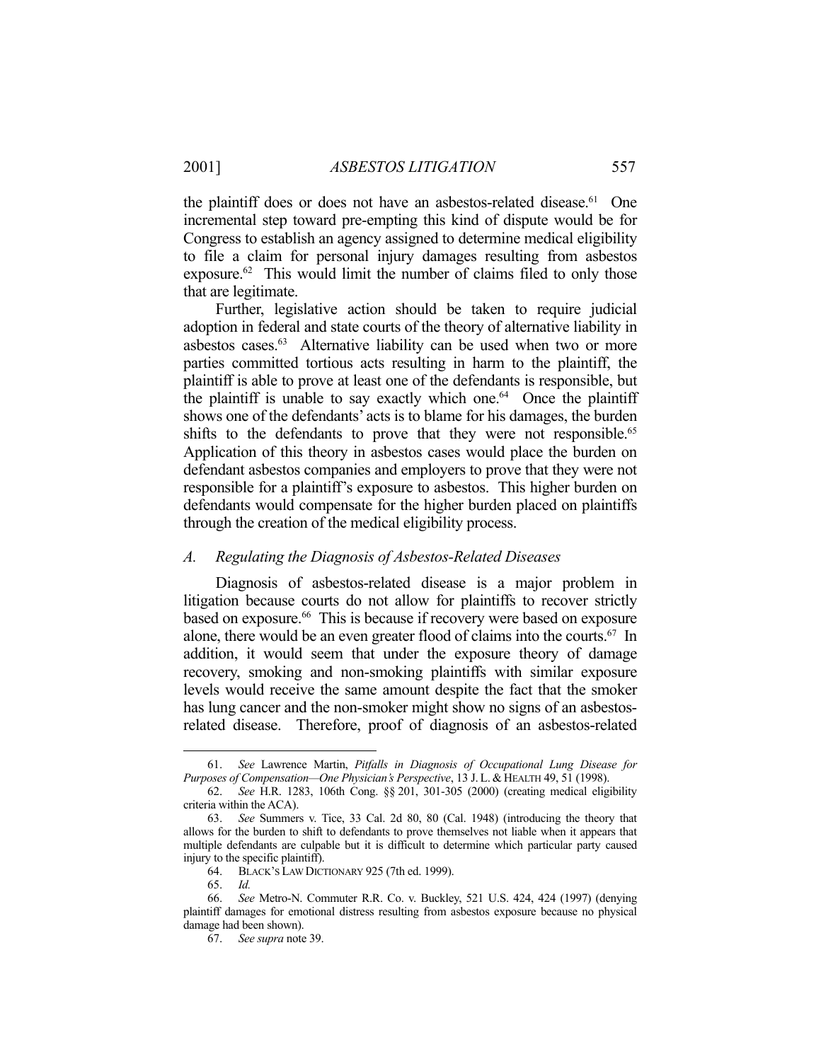the plaintiff does or does not have an asbestos-related disease.[61] One incremental step toward pre-empting this kind of dispute would be for Congress to establish an agency assigned to determine medical eligibility to file a claim for personal injury damages resulting from asbestos exposure.[62] This would limit the number of claims filed to only those that are legitimate.

Further, legislative action should be taken to require judicial adoption in federal and state courts of the theory of alternative liability in asbestos cases.[63] Alternative liability can be used when two or more parties committed tortious acts resulting in harm to the plaintiff, the plaintiff is able to prove at least one of the defendants is responsible, but the plaintiff is unable to say exactly which one.[64] Once the plaintiff shows one of the defendants' acts is to blame for his damages, the burden shifts to the defendants to prove that they were not responsible.[65] Application of this theory in asbestos cases would place the burden on defendant asbestos companies and employers to prove that they were not responsible for a plaintiff's exposure to asbestos. This higher burden on defendants would compensate for the higher burden placed on plaintiffs through the creation of the medical eligibility process.

### *A. Regulating the Diagnosis of Asbestos-Related Diseases*

Diagnosis of asbestos-related disease is a major problem in litigation because courts do not allow for plaintiffs to recover strictly based on exposure.[66] This is because if recovery were based on exposure alone, there would be an even greater flood of claims into the courts.[67] In addition, it would seem that under the exposure theory of damage recovery, smoking and non-smoking plaintiffs with similar exposure levels would receive the same amount despite the fact that the smoker has lung cancer and the non-smoker might show no signs of an asbestos-related disease. Therefore, proof of diagnosis of an asbestos-related

---

61. *See* Lawrence Martin, *Pitfalls in Diagnosis of Occupational Lung Disease for Purposes of Compensation—One Physician's Perspective*, 13 J. L. & HEALTH 49, 51 (1998).

62. *See* H.R. 1283, 106th Cong. §§ 201, 301-305 (2000) (creating medical eligibility criteria within the ACA).

63. *See* Summers v. Tice, 33 Cal. 2d 80, 80 (Cal. 1948) (introducing the theory that allows for the burden to shift to defendants to prove themselves not liable when it appears that multiple defendants are culpable but it is difficult to determine which particular party caused injury to the specific plaintiff).

64. BLACK'S LAW DICTIONARY 925 (7th ed. 1999).

65. *Id.*

66. *See* Metro-N. Commuter R.R. Co. v. Buckley, 521 U.S. 424, 424 (1997) (denying plaintiff damages for emotional distress resulting from asbestos exposure because no physical damage had been shown).

67. *See supra* note 39.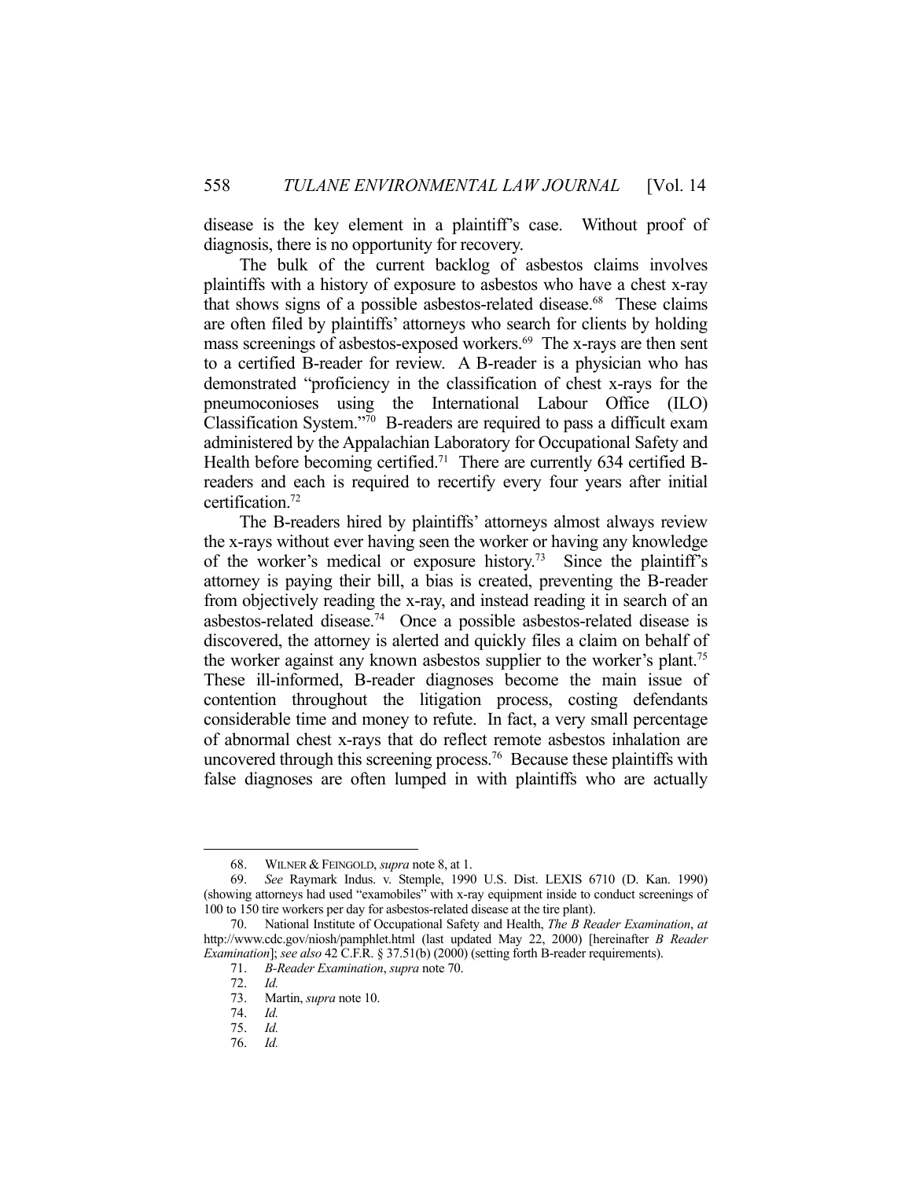disease is the key element in a plaintiff's case. Without proof of diagnosis, there is no opportunity for recovery.

The bulk of the current backlog of asbestos claims involves plaintiffs with a history of exposure to asbestos who have a chest x-ray that shows signs of a possible asbestos-related disease.[68] These claims are often filed by plaintiffs' attorneys who search for clients by holding mass screenings of asbestos-exposed workers.[69] The x-rays are then sent to a certified B-reader for review. A B-reader is a physician who has demonstrated "proficiency in the classification of chest x-rays for the pneumoconioses using the International Labour Office (ILO) Classification System."[70] B-readers are required to pass a difficult exam administered by the Appalachian Laboratory for Occupational Safety and Health before becoming certified.[71] There are currently 634 certified B-readers and each is required to recertify every four years after initial certification.[72]

The B-readers hired by plaintiffs' attorneys almost always review the x-rays without ever having seen the worker or having any knowledge of the worker's medical or exposure history.[73] Since the plaintiff's attorney is paying their bill, a bias is created, preventing the B-reader from objectively reading the x-ray, and instead reading it in search of an asbestos-related disease.[74] Once a possible asbestos-related disease is discovered, the attorney is alerted and quickly files a claim on behalf of the worker against any known asbestos supplier to the worker's plant.[75] These ill-informed, B-reader diagnoses become the main issue of contention throughout the litigation process, costing defendants considerable time and money to refute. In fact, a very small percentage of abnormal chest x-rays that do reflect remote asbestos inhalation are uncovered through this screening process.[76] Because these plaintiffs with false diagnoses are often lumped in with plaintiffs who are actually

---

68. WILNER & FEINGOLD, *supra* note 8, at 1.

69. *See* Raymark Indus. v. Stemple, 1990 U.S. Dist. LEXIS 6710 (D. Kan. 1990) (showing attorneys had used "examobiles" with x-ray equipment inside to conduct screenings of 100 to 150 tire workers per day for asbestos-related disease at the tire plant).

70. National Institute of Occupational Safety and Health, *The B Reader Examination*, *at* http://www.cdc.gov/niosh/pamphlet.html (last updated May 22, 2000) [hereinafter *B Reader Examination*]; *see also* 42 C.F.R. § 37.51(b) (2000) (setting forth B-reader requirements).

71. *B-Reader Examination*, *supra* note 70.

72. *Id.*

73. Martin, *supra* note 10.

74. *Id.*

75. *Id.*

76. *Id.*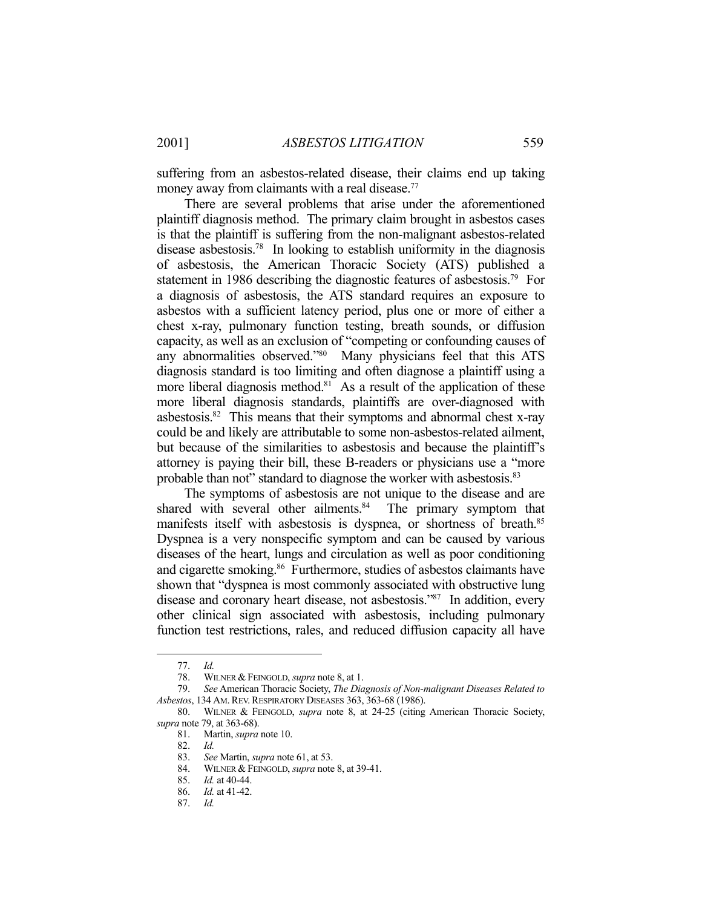suffering from an asbestos-related disease, their claims end up taking money away from claimants with a real disease.[77]

There are several problems that arise under the aforementioned plaintiff diagnosis method. The primary claim brought in asbestos cases is that the plaintiff is suffering from the non-malignant asbestos-related disease asbestosis.[78] In looking to establish uniformity in the diagnosis of asbestosis, the American Thoracic Society (ATS) published a statement in 1986 describing the diagnostic features of asbestosis.[79] For a diagnosis of asbestosis, the ATS standard requires an exposure to asbestos with a sufficient latency period, plus one or more of either a chest x-ray, pulmonary function testing, breath sounds, or diffusion capacity, as well as an exclusion of "competing or confounding causes of any abnormalities observed."[80] Many physicians feel that this ATS diagnosis standard is too limiting and often diagnose a plaintiff using a more liberal diagnosis method.[81] As a result of the application of these more liberal diagnosis standards, plaintiffs are over-diagnosed with asbestosis.[82] This means that their symptoms and abnormal chest x-ray could be and likely are attributable to some non-asbestos-related ailment, but because of the similarities to asbestosis and because the plaintiff's attorney is paying their bill, these B-readers or physicians use a "more probable than not" standard to diagnose the worker with asbestosis.[83]

The symptoms of asbestosis are not unique to the disease and are shared with several other ailments.[84] The primary symptom that manifests itself with asbestosis is dyspnea, or shortness of breath.[85] Dyspnea is a very nonspecific symptom and can be caused by various diseases of the heart, lungs and circulation as well as poor conditioning and cigarette smoking.[86] Furthermore, studies of asbestos claimants have shown that "dyspnea is most commonly associated with obstructive lung disease and coronary heart disease, not asbestosis."[87] In addition, every other clinical sign associated with asbestosis, including pulmonary function test restrictions, rales, and reduced diffusion capacity all have

---

77. *Id.*

78. WILNER & FEINGOLD, *supra* note 8, at 1.

79. *See* American Thoracic Society, *The Diagnosis of Non-malignant Diseases Related to Asbestos*, 134 AM. REV. RESPIRATORY DISEASES 363, 363-68 (1986).

80. WILNER & FEINGOLD, *supra* note 8, at 24-25 (citing American Thoracic Society, *supra* note 79, at 363-68).

81. Martin, *supra* note 10.

82. *Id.*

83. *See* Martin, *supra* note 61, at 53.

84. WILNER & FEINGOLD, *supra* note 8, at 39-41.

85. *Id.* at 40-44.

86. *Id.* at 41-42.

87. *Id.*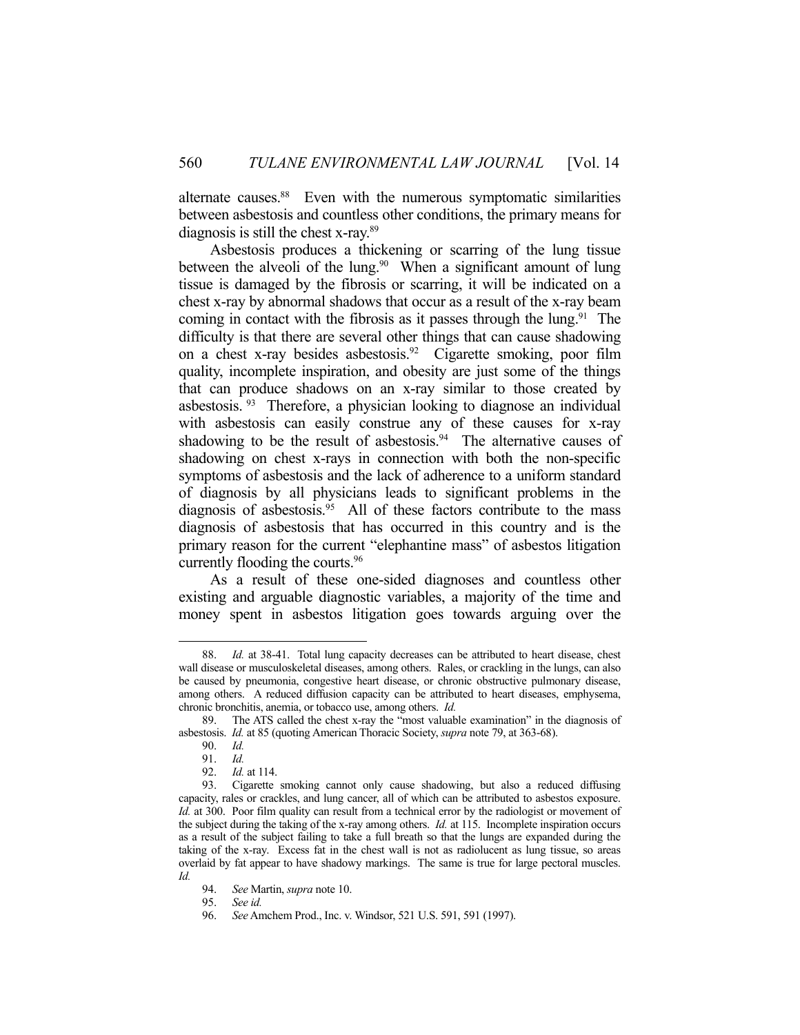alternate causes.[88] Even with the numerous symptomatic similarities between asbestosis and countless other conditions, the primary means for diagnosis is still the chest x-ray.[89]

Asbestosis produces a thickening or scarring of the lung tissue between the alveoli of the lung.[90] When a significant amount of lung tissue is damaged by the fibrosis or scarring, it will be indicated on a chest x-ray by abnormal shadows that occur as a result of the x-ray beam coming in contact with the fibrosis as it passes through the lung.[91] The difficulty is that there are several other things that can cause shadowing on a chest x-ray besides asbestosis.[92] Cigarette smoking, poor film quality, incomplete inspiration, and obesity are just some of the things that can produce shadows on an x-ray similar to those created by asbestosis.[93] Therefore, a physician looking to diagnose an individual with asbestosis can easily construe any of these causes for x-ray shadowing to be the result of asbestosis.[94] The alternative causes of shadowing on chest x-rays in connection with both the non-specific symptoms of asbestosis and the lack of adherence to a uniform standard of diagnosis by all physicians leads to significant problems in the diagnosis of asbestosis.[95] All of these factors contribute to the mass diagnosis of asbestosis that has occurred in this country and is the primary reason for the current "elephantine mass" of asbestos litigation currently flooding the courts.[96]

As a result of these one-sided diagnoses and countless other existing and arguable diagnostic variables, a majority of the time and money spent in asbestos litigation goes towards arguing over the

---

88. *Id.* at 38-41. Total lung capacity decreases can be attributed to heart disease, chest wall disease or musculoskeletal diseases, among others. Rales, or crackling in the lungs, can also be caused by pneumonia, congestive heart disease, or chronic obstructive pulmonary disease, among others. A reduced diffusion capacity can be attributed to heart diseases, emphysema, chronic bronchitis, anemia, or tobacco use, among others. *Id.*

89. The ATS called the chest x-ray the "most valuable examination" in the diagnosis of asbestosis. *Id.* at 85 (quoting American Thoracic Society, *supra* note 79, at 363-68).

90. *Id.*

91. *Id.*

92. *Id.* at 114.

93. Cigarette smoking cannot only cause shadowing, but also a reduced diffusing capacity, rales or crackles, and lung cancer, all of which can be attributed to asbestos exposure. *Id.* at 300. Poor film quality can result from a technical error by the radiologist or movement of the subject during the taking of the x-ray among others. *Id.* at 115. Incomplete inspiration occurs as a result of the subject failing to take a full breath so that the lungs are expanded during the taking of the x-ray. Excess fat in the chest wall is not as radiolucent as lung tissue, so areas overlaid by fat appear to have shadowy markings. The same is true for large pectoral muscles. *Id.*

94. *See* Martin, *supra* note 10.

95. *See id.*

96. *See* Amchem Prod., Inc. v. Windsor, 521 U.S. 591, 591 (1997).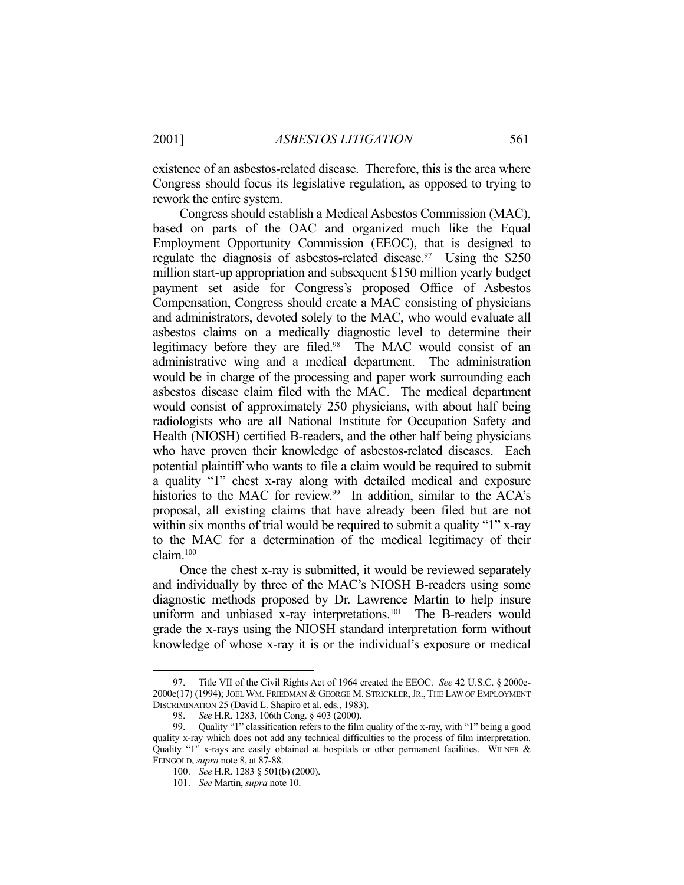existence of an asbestos-related disease. Therefore, this is the area where Congress should focus its legislative regulation, as opposed to trying to rework the entire system.

Congress should establish a Medical Asbestos Commission (MAC), based on parts of the OAC and organized much like the Equal Employment Opportunity Commission (EEOC), that is designed to regulate the diagnosis of asbestos-related disease.[97] Using the $250 million start-up appropriation and subsequent $150 million yearly budget payment set aside for Congress's proposed Office of Asbestos Compensation, Congress should create a MAC consisting of physicians and administrators, devoted solely to the MAC, who would evaluate all asbestos claims on a medically diagnostic level to determine their legitimacy before they are filed.[98] The MAC would consist of an administrative wing and a medical department. The administration would be in charge of the processing and paper work surrounding each asbestos disease claim filed with the MAC. The medical department would consist of approximately 250 physicians, with about half being radiologists who are all National Institute for Occupation Safety and Health (NIOSH) certified B-readers, and the other half being physicians who have proven their knowledge of asbestos-related diseases. Each potential plaintiff who wants to file a claim would be required to submit a quality "1" chest x-ray along with detailed medical and exposure histories to the MAC for review.[99] In addition, similar to the ACA's proposal, all existing claims that have already been filed but are not within six months of trial would be required to submit a quality "1" x-ray to the MAC for a determination of the medical legitimacy of their claim.[100]

Once the chest x-ray is submitted, it would be reviewed separately and individually by three of the MAC's NIOSH B-readers using some diagnostic methods proposed by Dr. Lawrence Martin to help insure uniform and unbiased x-ray interpretations.[101] The B-readers would grade the x-rays using the NIOSH standard interpretation form without knowledge of whose x-ray it is or the individual's exposure or medical

---

97. Title VII of the Civil Rights Act of 1964 created the EEOC. *See* 42 U.S.C. § 2000e-2000e(17) (1994); JOEL WM. FRIEDMAN & GEORGE M. STRICKLER, JR., THE LAW OF EMPLOYMENT DISCRIMINATION 25 (David L. Shapiro et al. eds., 1983).

98. *See* H.R. 1283, 106th Cong. § 403 (2000).

99. Quality "1" classification refers to the film quality of the x-ray, with "1" being a good quality x-ray which does not add any technical difficulties to the process of film interpretation. Quality "1" x-rays are easily obtained at hospitals or other permanent facilities. WILNER & FEINGOLD, *supra* note 8, at 87-88.

100. *See* H.R. 1283 § 501(b) (2000).

101. *See* Martin, *supra* note 10.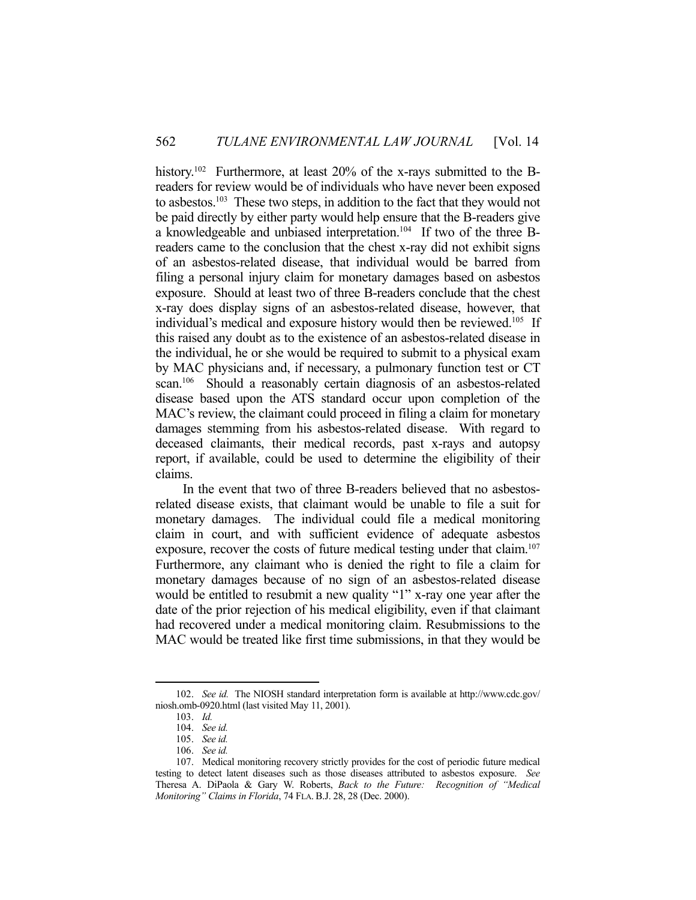history.[102] Furthermore, at least 20% of the x-rays submitted to the B-readers for review would be of individuals who have never been exposed to asbestos.[103] These two steps, in addition to the fact that they would not be paid directly by either party would help ensure that the B-readers give a knowledgeable and unbiased interpretation.[104] If two of the three B-readers came to the conclusion that the chest x-ray did not exhibit signs of an asbestos-related disease, that individual would be barred from filing a personal injury claim for monetary damages based on asbestos exposure. Should at least two of three B-readers conclude that the chest x-ray does display signs of an asbestos-related disease, however, that individual's medical and exposure history would then be reviewed.[105] If this raised any doubt as to the existence of an asbestos-related disease in the individual, he or she would be required to submit to a physical exam by MAC physicians and, if necessary, a pulmonary function test or CT scan.[106] Should a reasonably certain diagnosis of an asbestos-related disease based upon the ATS standard occur upon completion of the MAC's review, the claimant could proceed in filing a claim for monetary damages stemming from his asbestos-related disease. With regard to deceased claimants, their medical records, past x-rays and autopsy report, if available, could be used to determine the eligibility of their claims.

In the event that two of three B-readers believed that no asbestos-related disease exists, that claimant would be unable to file a suit for monetary damages. The individual could file a medical monitoring claim in court, and with sufficient evidence of adequate asbestos exposure, recover the costs of future medical testing under that claim.[107] Furthermore, any claimant who is denied the right to file a claim for monetary damages because of no sign of an asbestos-related disease would be entitled to resubmit a new quality "1" x-ray one year after the date of the prior rejection of his medical eligibility, even if that claimant had recovered under a medical monitoring claim. Resubmissions to the MAC would be treated like first time submissions, in that they would be

---

102. *See id.* The NIOSH standard interpretation form is available at http://www.cdc.gov/niosh.omb-0920.html (last visited May 11, 2001).

103. *Id.*

104. *See id.*

105. *See id.*

106. *See id.*

107. Medical monitoring recovery strictly provides for the cost of periodic future medical testing to detect latent diseases such as those diseases attributed to asbestos exposure. *See* Theresa A. DiPaola & Gary W. Roberts, *Back to the Future: Recognition of "Medical Monitoring" Claims in Florida*, 74 FLA. B.J. 28, 28 (Dec. 2000).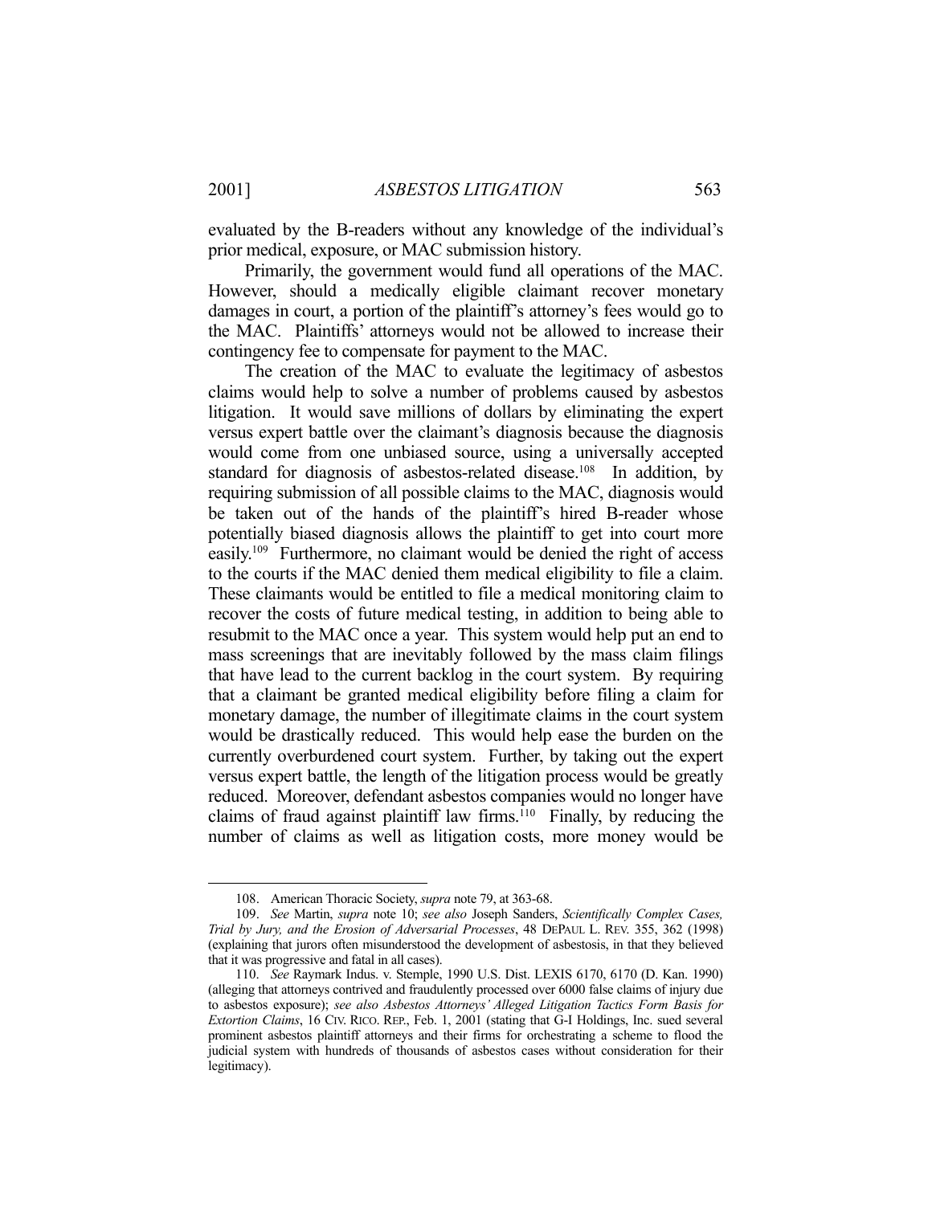evaluated by the B-readers without any knowledge of the individual's prior medical, exposure, or MAC submission history.

Primarily, the government would fund all operations of the MAC. However, should a medically eligible claimant recover monetary damages in court, a portion of the plaintiff's attorney's fees would go to the MAC. Plaintiffs' attorneys would not be allowed to increase their contingency fee to compensate for payment to the MAC.

The creation of the MAC to evaluate the legitimacy of asbestos claims would help to solve a number of problems caused by asbestos litigation. It would save millions of dollars by eliminating the expert versus expert battle over the claimant's diagnosis because the diagnosis would come from one unbiased source, using a universally accepted standard for diagnosis of asbestos-related disease.[108] In addition, by requiring submission of all possible claims to the MAC, diagnosis would be taken out of the hands of the plaintiff's hired B-reader whose potentially biased diagnosis allows the plaintiff to get into court more easily.[109] Furthermore, no claimant would be denied the right of access to the courts if the MAC denied them medical eligibility to file a claim. These claimants would be entitled to file a medical monitoring claim to recover the costs of future medical testing, in addition to being able to resubmit to the MAC once a year. This system would help put an end to mass screenings that are inevitably followed by the mass claim filings that have lead to the current backlog in the court system. By requiring that a claimant be granted medical eligibility before filing a claim for monetary damage, the number of illegitimate claims in the court system would be drastically reduced. This would help ease the burden on the currently overburdened court system. Further, by taking out the expert versus expert battle, the length of the litigation process would be greatly reduced. Moreover, defendant asbestos companies would no longer have claims of fraud against plaintiff law firms.[110] Finally, by reducing the number of claims as well as litigation costs, more money would be

---

108. American Thoracic Society, *supra* note 79, at 363-68.

109. *See* Martin, *supra* note 10; *see also* Joseph Sanders, *Scientifically Complex Cases, Trial by Jury, and the Erosion of Adversarial Processes*, 48 DEPAUL L. REV. 355, 362 (1998) (explaining that jurors often misunderstood the development of asbestosis, in that they believed that it was progressive and fatal in all cases).

110. *See* Raymark Indus. v. Stemple, 1990 U.S. Dist. LEXIS 6170, 6170 (D. Kan. 1990) (alleging that attorneys contrived and fraudulently processed over 6000 false claims of injury due to asbestos exposure); *see also Asbestos Attorneys' Alleged Litigation Tactics Form Basis for Extortion Claims*, 16 CIV. RICO. REP., Feb. 1, 2001 (stating that G-I Holdings, Inc. sued several prominent asbestos plaintiff attorneys and their firms for orchestrating a scheme to flood the judicial system with hundreds of thousands of asbestos cases without consideration for their legitimacy).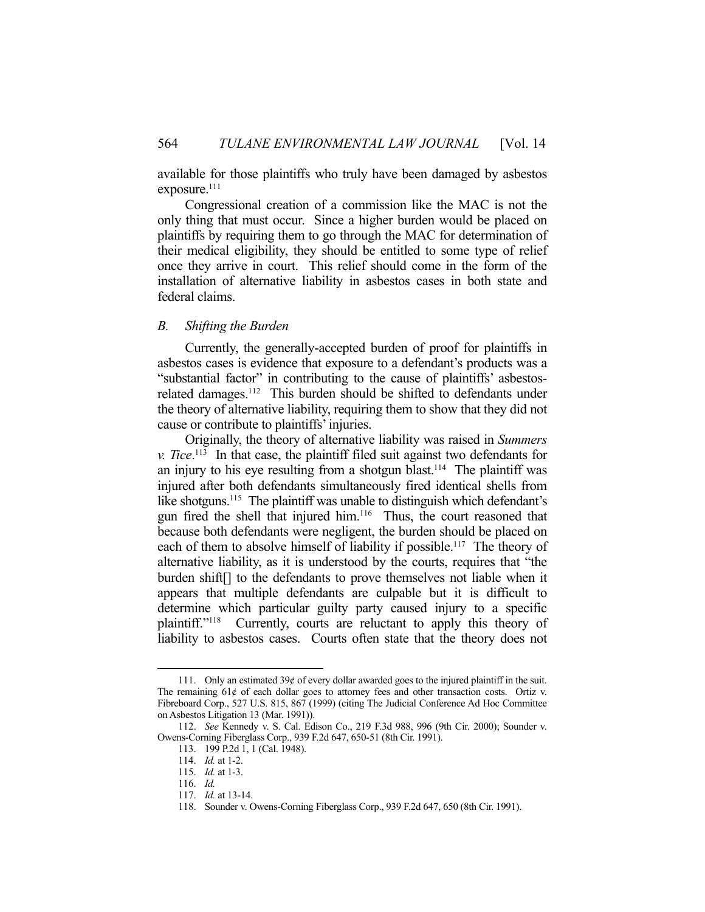available for those plaintiffs who truly have been damaged by asbestos exposure.[111]

Congressional creation of a commission like the MAC is not the only thing that must occur. Since a higher burden would be placed on plaintiffs by requiring them to go through the MAC for determination of their medical eligibility, they should be entitled to some type of relief once they arrive in court. This relief should come in the form of the installation of alternative liability in asbestos cases in both state and federal claims.

### *B. Shifting the Burden*

Currently, the generally-accepted burden of proof for plaintiffs in asbestos cases is evidence that exposure to a defendant's products was a "substantial factor" in contributing to the cause of plaintiffs' asbestos-related damages.[112] This burden should be shifted to defendants under the theory of alternative liability, requiring them to show that they did not cause or contribute to plaintiffs' injuries.

Originally, the theory of alternative liability was raised in *Summers v. Tice*.[113] In that case, the plaintiff filed suit against two defendants for an injury to his eye resulting from a shotgun blast.[114] The plaintiff was injured after both defendants simultaneously fired identical shells from like shotguns.[115] The plaintiff was unable to distinguish which defendant's gun fired the shell that injured him.[116] Thus, the court reasoned that because both defendants were negligent, the burden should be placed on each of them to absolve himself of liability if possible.[117] The theory of alternative liability, as it is understood by the courts, requires that "the burden shift[] to the defendants to prove themselves not liable when it appears that multiple defendants are culpable but it is difficult to determine which particular guilty party caused injury to a specific plaintiff."[118] Currently, courts are reluctant to apply this theory of liability to asbestos cases. Courts often state that the theory does not

---

111. Only an estimated 39¢ of every dollar awarded goes to the injured plaintiff in the suit. The remaining 61¢ of each dollar goes to attorney fees and other transaction costs. Ortiz v. Fibreboard Corp., 527 U.S. 815, 867 (1999) (citing The Judicial Conference Ad Hoc Committee on Asbestos Litigation 13 (Mar. 1991)).

112. *See* Kennedy v. S. Cal. Edison Co., 219 F.3d 988, 996 (9th Cir. 2000); Sounder v. Owens-Corning Fiberglass Corp., 939 F.2d 647, 650-51 (8th Cir. 1991).

113. 199 P.2d 1, 1 (Cal. 1948).

114. *Id.* at 1-2.

115. *Id.* at 1-3.

116. *Id.*

117. *Id.* at 13-14.

118. Sounder v. Owens-Corning Fiberglass Corp., 939 F.2d 647, 650 (8th Cir. 1991).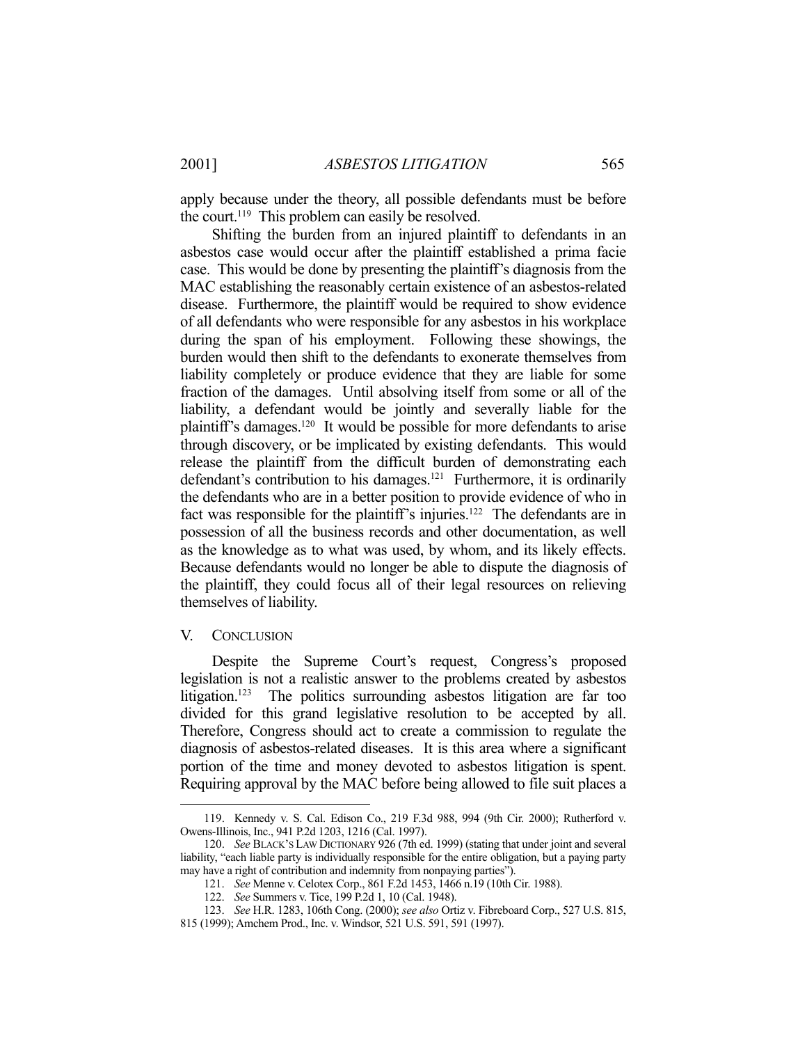apply because under the theory, all possible defendants must be before the court.[119] This problem can easily be resolved.

Shifting the burden from an injured plaintiff to defendants in an asbestos case would occur after the plaintiff established a prima facie case. This would be done by presenting the plaintiff's diagnosis from the MAC establishing the reasonably certain existence of an asbestos-related disease. Furthermore, the plaintiff would be required to show evidence of all defendants who were responsible for any asbestos in his workplace during the span of his employment. Following these showings, the burden would then shift to the defendants to exonerate themselves from liability completely or produce evidence that they are liable for some fraction of the damages. Until absolving itself from some or all of the liability, a defendant would be jointly and severally liable for the plaintiff's damages.[120] It would be possible for more defendants to arise through discovery, or be implicated by existing defendants. This would release the plaintiff from the difficult burden of demonstrating each defendant's contribution to his damages.[121] Furthermore, it is ordinarily the defendants who are in a better position to provide evidence of who in fact was responsible for the plaintiff's injuries.[122] The defendants are in possession of all the business records and other documentation, as well as the knowledge as to what was used, by whom, and its likely effects. Because defendants would no longer be able to dispute the diagnosis of the plaintiff, they could focus all of their legal resources on relieving themselves of liability.

## V. CONCLUSION

Despite the Supreme Court's request, Congress's proposed legislation is not a realistic answer to the problems created by asbestos litigation.[123] The politics surrounding asbestos litigation are far too divided for this grand legislative resolution to be accepted by all. Therefore, Congress should act to create a commission to regulate the diagnosis of asbestos-related diseases. It is this area where a significant portion of the time and money devoted to asbestos litigation is spent. Requiring approval by the MAC before being allowed to file suit places a

---

119. Kennedy v. S. Cal. Edison Co., 219 F.3d 988, 994 (9th Cir. 2000); Rutherford v. Owens-Illinois, Inc., 941 P.2d 1203, 1216 (Cal. 1997).

120. *See* BLACK'S LAW DICTIONARY 926 (7th ed. 1999) (stating that under joint and several liability, "each liable party is individually responsible for the entire obligation, but a paying party may have a right of contribution and indemnity from nonpaying parties").

121. *See* Menne v. Celotex Corp., 861 F.2d 1453, 1466 n.19 (10th Cir. 1988).

122. *See* Summers v. Tice, 199 P.2d 1, 10 (Cal. 1948).

123. *See* H.R. 1283, 106th Cong. (2000); *see also* Ortiz v. Fibreboard Corp., 527 U.S. 815, 815 (1999); Amchem Prod., Inc. v. Windsor, 521 U.S. 591, 591 (1997).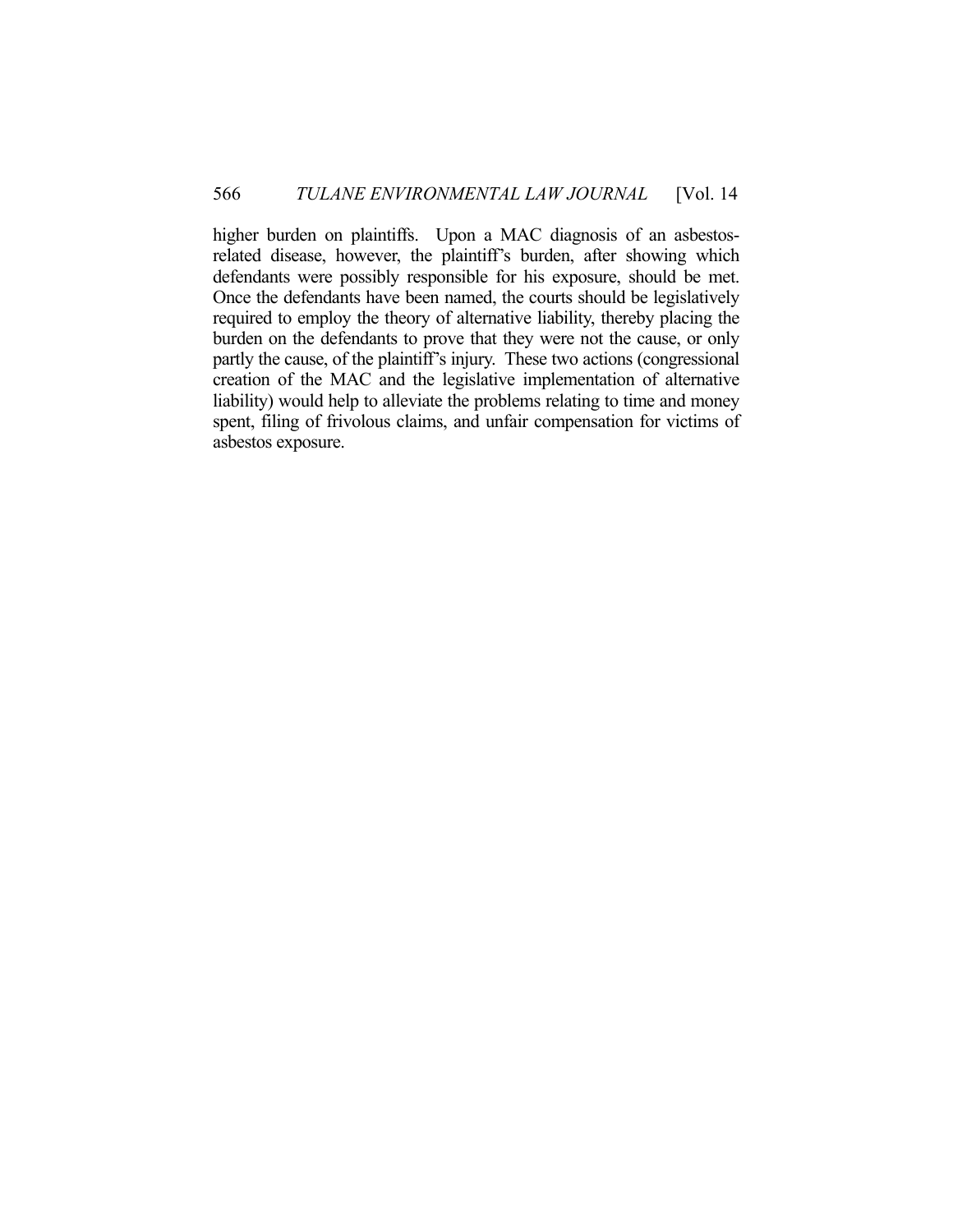higher burden on plaintiffs. Upon a MAC diagnosis of an asbestos-related disease, however, the plaintiff's burden, after showing which defendants were possibly responsible for his exposure, should be met. Once the defendants have been named, the courts should be legislatively required to employ the theory of alternative liability, thereby placing the burden on the defendants to prove that they were not the cause, or only partly the cause, of the plaintiff's injury. These two actions (congressional creation of the MAC and the legislative implementation of alternative liability) would help to alleviate the problems relating to time and money spent, filing of frivolous claims, and unfair compensation for victims of asbestos exposure.